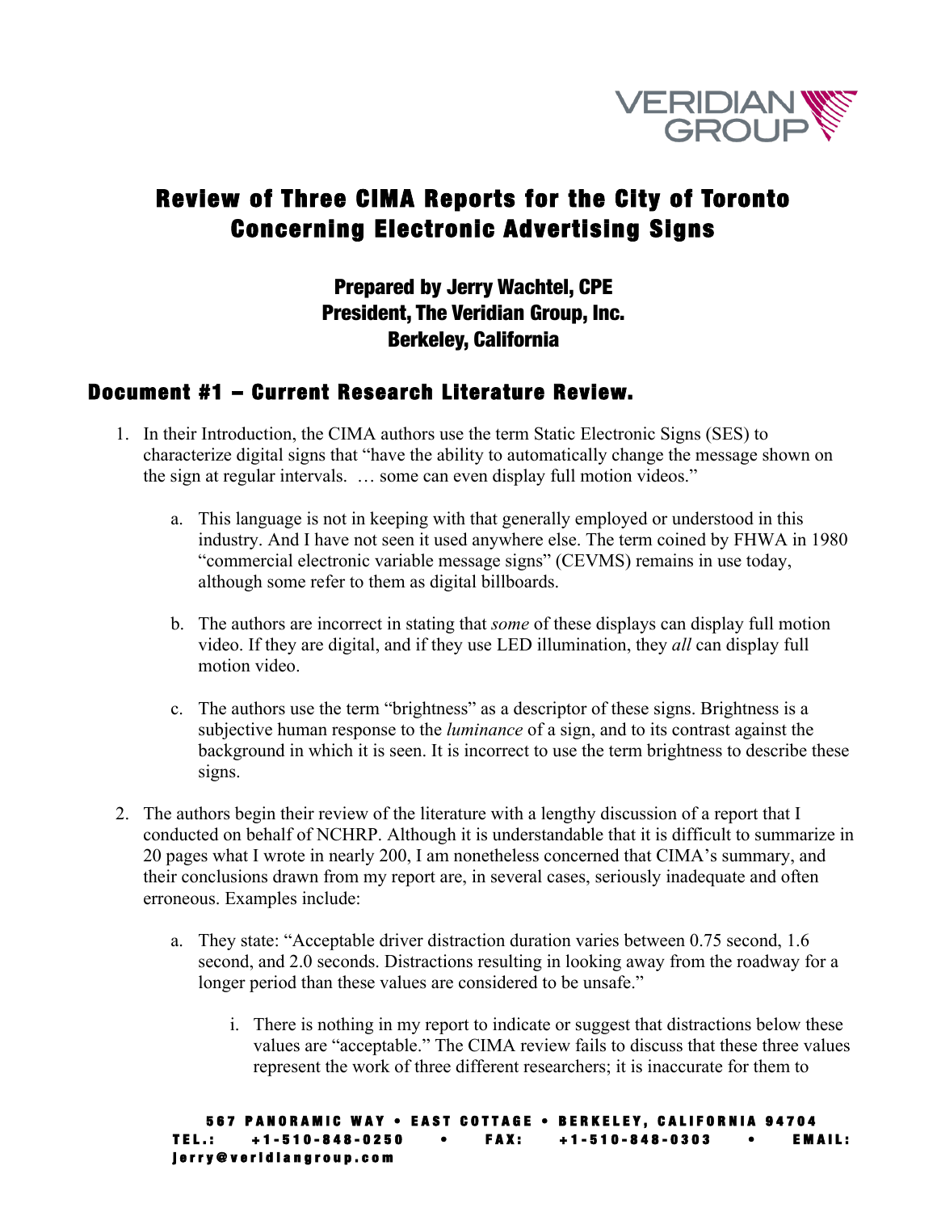# Review of Three CIMA Reports for the City of Toronto Concerning Electronic Advertising Signs

### Prepared by Jerry Wachtel, CPE
### President, The Veridian Group, Inc.
### Berkeley, California

## Document #1 – Current Research Literature Review.

1. In their Introduction, the CIMA authors use the term Static Electronic Signs (SES) to characterize digital signs that "have the ability to automatically change the message shown on the sign at regular intervals. … some can even display full motion videos."

    a. This language is not in keeping with that generally employed or understood in this industry. And I have not seen it used anywhere else. The term coined by FHWA in 1980 "commercial electronic variable message signs" (CEVMS) remains in use today, although some refer to them as digital billboards.

    b. The authors are incorrect in stating that *some* of these displays can display full motion video. If they are digital, and if they use LED illumination, they *all* can display full motion video.

    c. The authors use the term "brightness" as a descriptor of these signs. Brightness is a subjective human response to the *luminance* of a sign, and to its contrast against the background in which it is seen. It is incorrect to use the term brightness to describe these signs.

2. The authors begin their review of the literature with a lengthy discussion of a report that I conducted on behalf of NCHRP. Although it is understandable that it is difficult to summarize in 20 pages what I wrote in nearly 200, I am nonetheless concerned that CIMA's summary, and their conclusions drawn from my report are, in several cases, seriously inadequate and often erroneous. Examples include:

    a. They state: "Acceptable driver distraction duration varies between 0.75 second, 1.6 second, and 2.0 seconds. Distractions resulting in looking away from the roadway for a longer period than these values are considered to be unsafe."

        i. There is nothing in my report to indicate or suggest that distractions below these values are "acceptable." The CIMA review fails to discuss that these three values represent the work of three different researchers; it is inaccurate for them to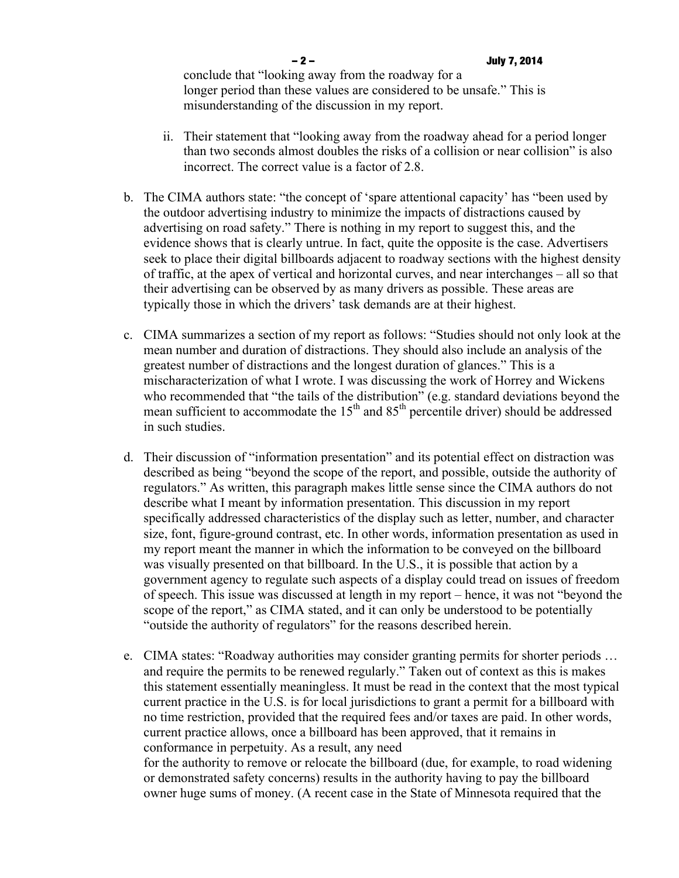conclude that "looking away from the roadway for a longer period than these values are considered to be unsafe." This is misunderstanding of the discussion in my report.

   ii. Their statement that "looking away from the roadway ahead for a period longer than two seconds almost doubles the risks of a collision or near collision" is also incorrect. The correct value is a factor of 2.8.

b. The CIMA authors state: "the concept of 'spare attentional capacity' has "been used by the outdoor advertising industry to minimize the impacts of distractions caused by advertising on road safety." There is nothing in my report to suggest this, and the evidence shows that is clearly untrue. In fact, quite the opposite is the case. Advertisers seek to place their digital billboards adjacent to roadway sections with the highest density of traffic, at the apex of vertical and horizontal curves, and near interchanges – all so that their advertising can be observed by as many drivers as possible. These areas are typically those in which the drivers' task demands are at their highest.

c. CIMA summarizes a section of my report as follows: "Studies should not only look at the mean number and duration of distractions. They should also include an analysis of the greatest number of distractions and the longest duration of glances." This is a mischaracterization of what I wrote. I was discussing the work of Horrey and Wickens who recommended that "the tails of the distribution" (e.g. standard deviations beyond the mean sufficient to accommodate the 15th and 85th percentile driver) should be addressed in such studies.

d. Their discussion of "information presentation" and its potential effect on distraction was described as being "beyond the scope of the report, and possible, outside the authority of regulators." As written, this paragraph makes little sense since the CIMA authors do not describe what I meant by information presentation. This discussion in my report specifically addressed characteristics of the display such as letter, number, and character size, font, figure-ground contrast, etc. In other words, information presentation as used in my report meant the manner in which the information to be conveyed on the billboard was visually presented on that billboard. In the U.S., it is possible that action by a government agency to regulate such aspects of a display could tread on issues of freedom of speech. This issue was discussed at length in my report – hence, it was not "beyond the scope of the report," as CIMA stated, and it can only be understood to be potentially "outside the authority of regulators" for the reasons described herein.

e. CIMA states: "Roadway authorities may consider granting permits for shorter periods … and require the permits to be renewed regularly." Taken out of context as this is makes this statement essentially meaningless. It must be read in the context that the most typical current practice in the U.S. is for local jurisdictions to grant a permit for a billboard with no time restriction, provided that the required fees and/or taxes are paid. In other words, current practice allows, once a billboard has been approved, that it remains in conformance in perpetuity. As a result, any need for the authority to remove or relocate the billboard (due, for example, to road widening or demonstrated safety concerns) results in the authority having to pay the billboard owner huge sums of money. (A recent case in the State of Minnesota required that the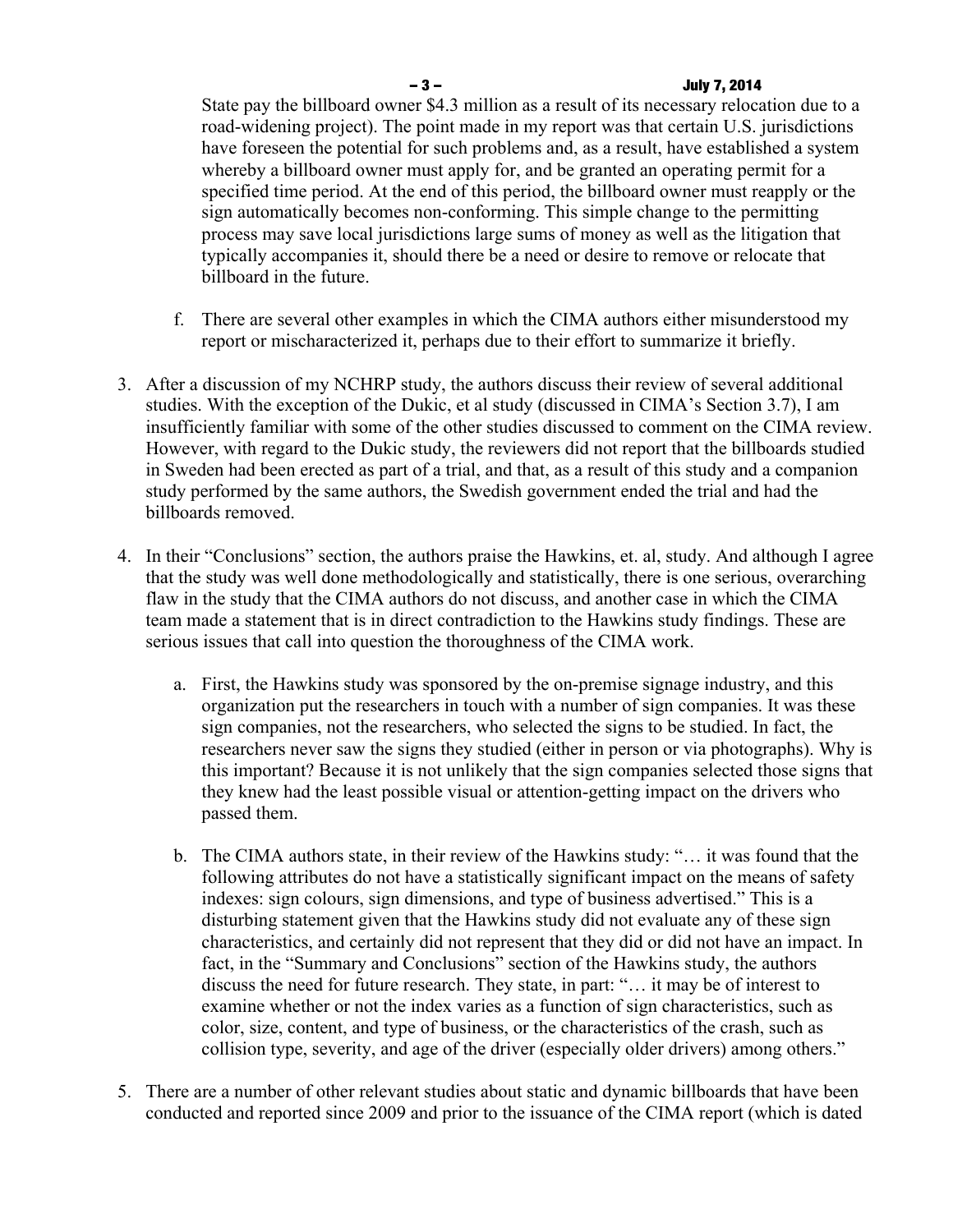State pay the billboard owner $4.3 million as a result of its necessary relocation due to a road-widening project). The point made in my report was that certain U.S. jurisdictions have foreseen the potential for such problems and, as a result, have established a system whereby a billboard owner must apply for, and be granted an operating permit for a specified time period. At the end of this period, the billboard owner must reapply or the sign automatically becomes non-conforming. This simple change to the permitting process may save local jurisdictions large sums of money as well as the litigation that typically accompanies it, should there be a need or desire to remove or relocate that billboard in the future.

   f. There are several other examples in which the CIMA authors either misunderstood my report or mischaracterized it, perhaps due to their effort to summarize it briefly.

3. After a discussion of my NCHRP study, the authors discuss their review of several additional studies. With the exception of the Dukic, et al study (discussed in CIMA's Section 3.7), I am insufficiently familiar with some of the other studies discussed to comment on the CIMA review. However, with regard to the Dukic study, the reviewers did not report that the billboards studied in Sweden had been erected as part of a trial, and that, as a result of this study and a companion study performed by the same authors, the Swedish government ended the trial and had the billboards removed.

4. In their "Conclusions" section, the authors praise the Hawkins, et. al, study. And although I agree that the study was well done methodologically and statistically, there is one serious, overarching flaw in the study that the CIMA authors do not discuss, and another case in which the CIMA team made a statement that is in direct contradiction to the Hawkins study findings. These are serious issues that call into question the thoroughness of the CIMA work.

   a. First, the Hawkins study was sponsored by the on-premise signage industry, and this organization put the researchers in touch with a number of sign companies. It was these sign companies, not the researchers, who selected the signs to be studied. In fact, the researchers never saw the signs they studied (either in person or via photographs). Why is this important? Because it is not unlikely that the sign companies selected those signs that they knew had the least possible visual or attention-getting impact on the drivers who passed them.

   b. The CIMA authors state, in their review of the Hawkins study: "… it was found that the following attributes do not have a statistically significant impact on the means of safety indexes: sign colours, sign dimensions, and type of business advertised." This is a disturbing statement given that the Hawkins study did not evaluate any of these sign characteristics, and certainly did not represent that they did or did not have an impact. In fact, in the "Summary and Conclusions" section of the Hawkins study, the authors discuss the need for future research. They state, in part: "… it may be of interest to examine whether or not the index varies as a function of sign characteristics, such as color, size, content, and type of business, or the characteristics of the crash, such as collision type, severity, and age of the driver (especially older drivers) among others."

5. There are a number of other relevant studies about static and dynamic billboards that have been conducted and reported since 2009 and prior to the issuance of the CIMA report (which is dated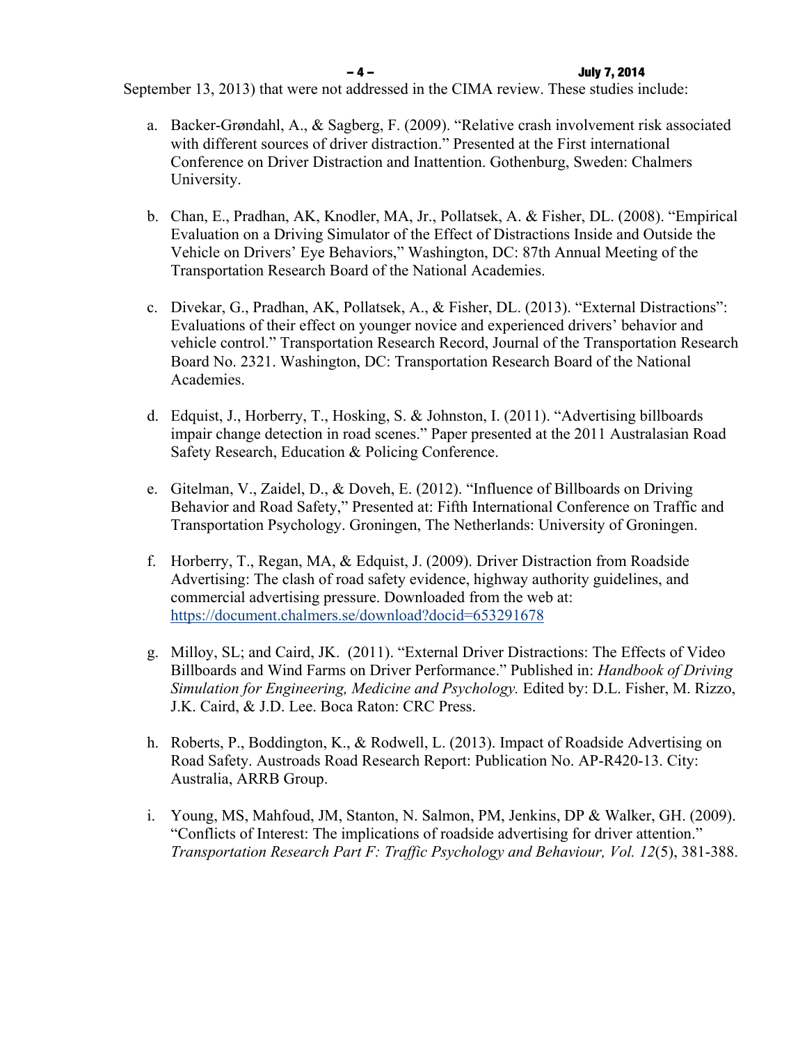September 13, 2013) that were not addressed in the CIMA review. These studies include:

a. Backer-Grøndahl, A., & Sagberg, F. (2009). "Relative crash involvement risk associated with different sources of driver distraction." Presented at the First international Conference on Driver Distraction and Inattention. Gothenburg, Sweden: Chalmers University.

b. Chan, E., Pradhan, AK, Knodler, MA, Jr., Pollatsek, A. & Fisher, DL. (2008). "Empirical Evaluation on a Driving Simulator of the Effect of Distractions Inside and Outside the Vehicle on Drivers' Eye Behaviors," Washington, DC: 87th Annual Meeting of the Transportation Research Board of the National Academies.

c. Divekar, G., Pradhan, AK, Pollatsek, A., & Fisher, DL. (2013). "External Distractions": Evaluations of their effect on younger novice and experienced drivers' behavior and vehicle control." Transportation Research Record, Journal of the Transportation Research Board No. 2321. Washington, DC: Transportation Research Board of the National Academies.

d. Edquist, J., Horberry, T., Hosking, S. & Johnston, I. (2011). "Advertising billboards impair change detection in road scenes." Paper presented at the 2011 Australasian Road Safety Research, Education & Policing Conference.

e. Gitelman, V., Zaidel, D., & Doveh, E. (2012). "Influence of Billboards on Driving Behavior and Road Safety," Presented at: Fifth International Conference on Traffic and Transportation Psychology. Groningen, The Netherlands: University of Groningen.

f. Horberry, T., Regan, MA, & Edquist, J. (2009). Driver Distraction from Roadside Advertising: The clash of road safety evidence, highway authority guidelines, and commercial advertising pressure. Downloaded from the web at: https://document.chalmers.se/download?docid=653291678

g. Milloy, SL; and Caird, JK. (2011). "External Driver Distractions: The Effects of Video Billboards and Wind Farms on Driver Performance." Published in: *Handbook of Driving Simulation for Engineering, Medicine and Psychology.* Edited by: D.L. Fisher, M. Rizzo, J.K. Caird, & J.D. Lee. Boca Raton: CRC Press.

h. Roberts, P., Boddington, K., & Rodwell, L. (2013). Impact of Roadside Advertising on Road Safety. Austroads Road Research Report: Publication No. AP-R420-13. City: Australia, ARRB Group.

i. Young, MS, Mahfoud, JM, Stanton, N. Salmon, PM, Jenkins, DP & Walker, GH. (2009). "Conflicts of Interest: The implications of roadside advertising for driver attention." *Transportation Research Part F: Traffic Psychology and Behaviour, Vol. 12*(5), 381-388.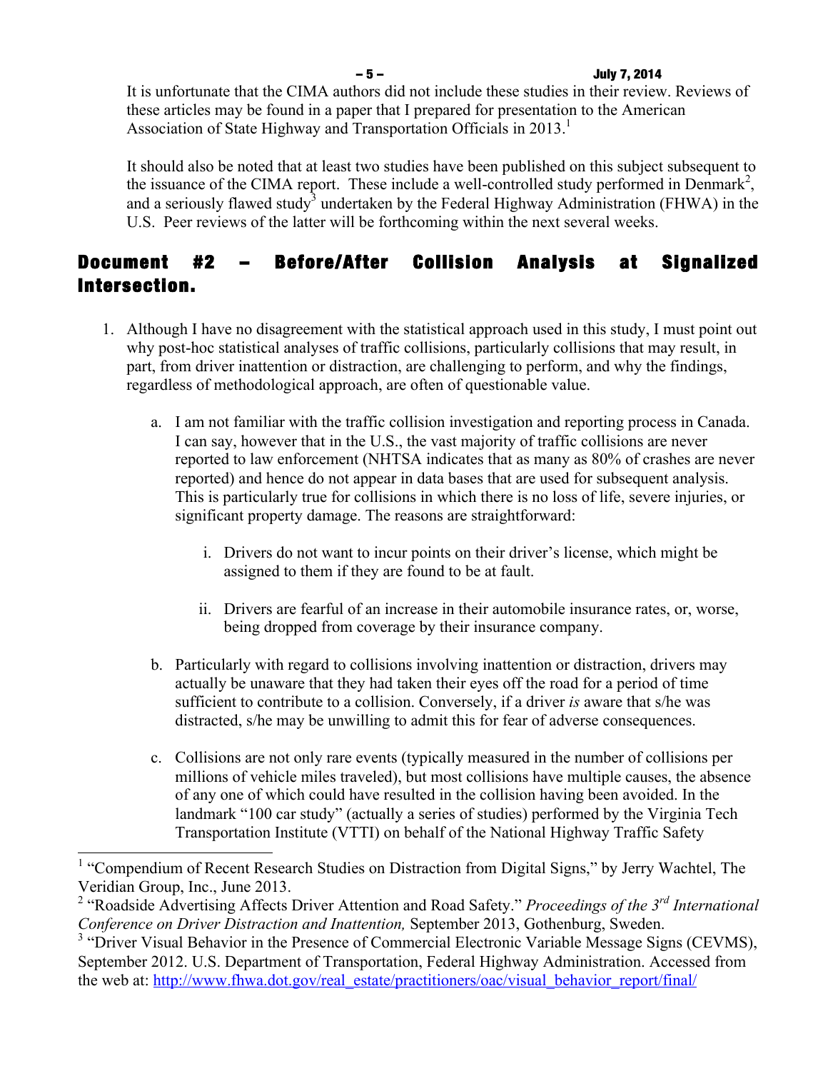It is unfortunate that the CIMA authors did not include these studies in their review. Reviews of these articles may be found in a paper that I prepared for presentation to the American Association of State Highway and Transportation Officials in 2013.[1]

It should also be noted that at least two studies have been published on this subject subsequent to the issuance of the CIMA report. These include a well-controlled study performed in Denmark[2], and a seriously flawed study[3] undertaken by the Federal Highway Administration (FHWA) in the U.S. Peer reviews of the latter will be forthcoming within the next several weeks.

## Document #2 – Before/After Collision Analysis at Signalized Intersection.

1. Although I have no disagreement with the statistical approach used in this study, I must point out why post-hoc statistical analyses of traffic collisions, particularly collisions that may result, in part, from driver inattention or distraction, are challenging to perform, and why the findings, regardless of methodological approach, are often of questionable value.

   a. I am not familiar with the traffic collision investigation and reporting process in Canada. I can say, however that in the U.S., the vast majority of traffic collisions are never reported to law enforcement (NHTSA indicates that as many as 80% of crashes are never reported) and hence do not appear in data bases that are used for subsequent analysis. This is particularly true for collisions in which there is no loss of life, severe injuries, or significant property damage. The reasons are straightforward:

      i. Drivers do not want to incur points on their driver's license, which might be assigned to them if they are found to be at fault.

      ii. Drivers are fearful of an increase in their automobile insurance rates, or, worse, being dropped from coverage by their insurance company.

   b. Particularly with regard to collisions involving inattention or distraction, drivers may actually be unaware that they had taken their eyes off the road for a period of time sufficient to contribute to a collision. Conversely, if a driver *is* aware that s/he was distracted, s/he may be unwilling to admit this for fear of adverse consequences.

   c. Collisions are not only rare events (typically measured in the number of collisions per millions of vehicle miles traveled), but most collisions have multiple causes, the absence of any one of which could have resulted in the collision having been avoided. In the landmark "100 car study" (actually a series of studies) performed by the Virginia Tech Transportation Institute (VTTI) on behalf of the National Highway Traffic Safety

---

[1] "Compendium of Recent Research Studies on Distraction from Digital Signs," by Jerry Wachtel, The Veridian Group, Inc., June 2013.

[2] "Roadside Advertising Affects Driver Attention and Road Safety." *Proceedings of the 3rd International Conference on Driver Distraction and Inattention,* September 2013, Gothenburg, Sweden.

[3] "Driver Visual Behavior in the Presence of Commercial Electronic Variable Message Signs (CEVMS), September 2012. U.S. Department of Transportation, Federal Highway Administration. Accessed from the web at: http://www.fhwa.dot.gov/real_estate/practitioners/oac/visual_behavior_report/final/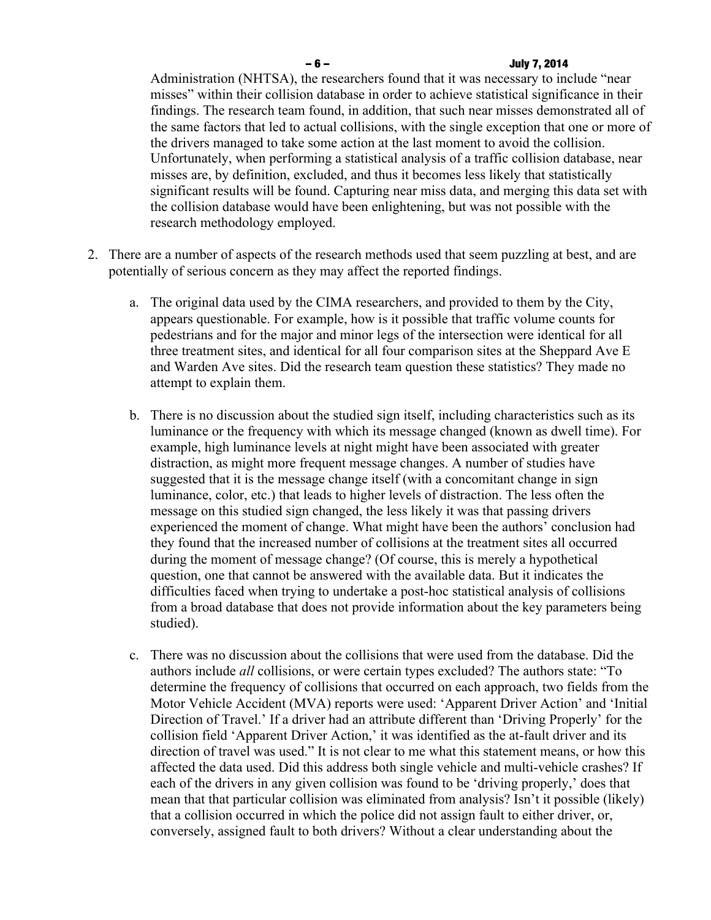Administration (NHTSA), the researchers found that it was necessary to include "near misses" within their collision database in order to achieve statistical significance in their findings. The research team found, in addition, that such near misses demonstrated all of the same factors that led to actual collisions, with the single exception that one or more of the drivers managed to take some action at the last moment to avoid the collision. Unfortunately, when performing a statistical analysis of a traffic collision database, near misses are, by definition, excluded, and thus it becomes less likely that statistically significant results will be found. Capturing near miss data, and merging this data set with the collision database would have been enlightening, but was not possible with the research methodology employed.

2. There are a number of aspects of the research methods used that seem puzzling at best, and are potentially of serious concern as they may affect the reported findings.

    a. The original data used by the CIMA researchers, and provided to them by the City, appears questionable. For example, how is it possible that traffic volume counts for pedestrians and for the major and minor legs of the intersection were identical for all three treatment sites, and identical for all four comparison sites at the Sheppard Ave E and Warden Ave sites. Did the research team question these statistics? They made no attempt to explain them.

    b. There is no discussion about the studied sign itself, including characteristics such as its luminance or the frequency with which its message changed (known as dwell time). For example, high luminance levels at night might have been associated with greater distraction, as might more frequent message changes. A number of studies have suggested that it is the message change itself (with a concomitant change in sign luminance, color, etc.) that leads to higher levels of distraction. The less often the message on this studied sign changed, the less likely it was that passing drivers experienced the moment of change. What might have been the authors' conclusion had they found that the increased number of collisions at the treatment sites all occurred during the moment of message change? (Of course, this is merely a hypothetical question, one that cannot be answered with the available data. But it indicates the difficulties faced when trying to undertake a post-hoc statistical analysis of collisions from a broad database that does not provide information about the key parameters being studied).

    c. There was no discussion about the collisions that were used from the database. Did the authors include *all* collisions, or were certain types excluded? The authors state: "To determine the frequency of collisions that occurred on each approach, two fields from the Motor Vehicle Accident (MVA) reports were used: 'Apparent Driver Action' and 'Initial Direction of Travel.' If a driver had an attribute different than 'Driving Properly' for the collision field 'Apparent Driver Action,' it was identified as the at-fault driver and its direction of travel was used." It is not clear to me what this statement means, or how this affected the data used. Did this address both single vehicle and multi-vehicle crashes? If each of the drivers in any given collision was found to be 'driving properly,' does that mean that that particular collision was eliminated from analysis? Isn't it possible (likely) that a collision occurred in which the police did not assign fault to either driver, or, conversely, assigned fault to both drivers? Without a clear understanding about the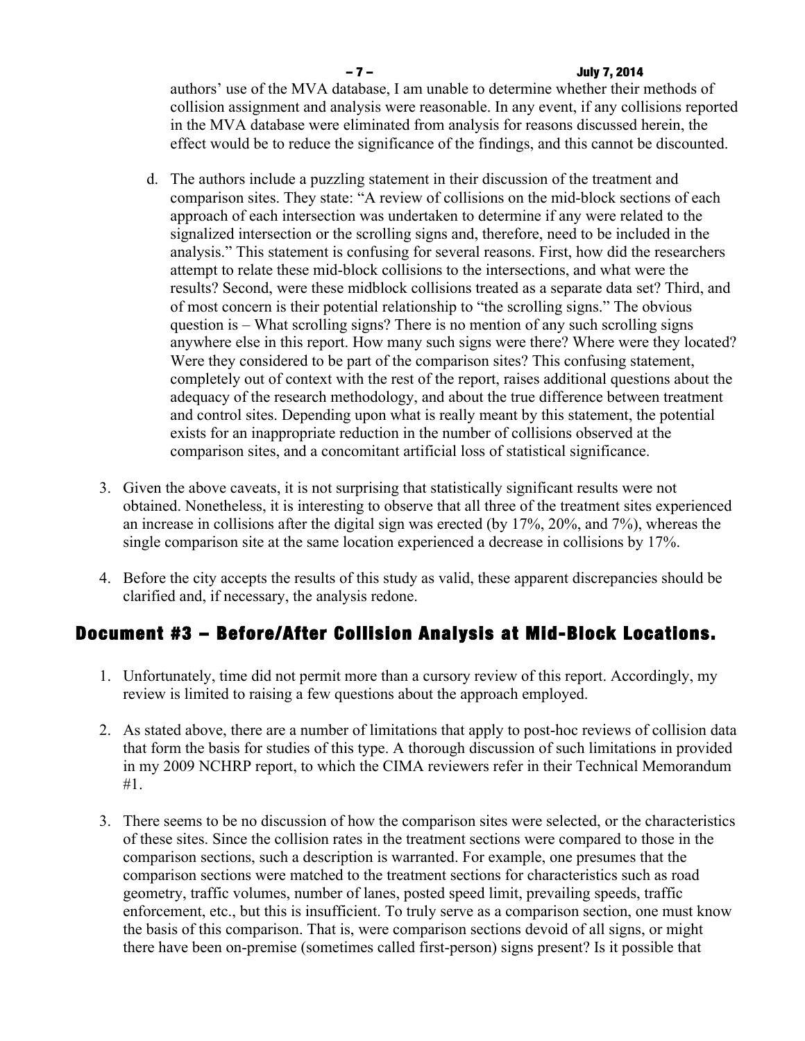authors' use of the MVA database, I am unable to determine whether their methods of collision assignment and analysis were reasonable. In any event, if any collisions reported in the MVA database were eliminated from analysis for reasons discussed herein, the effect would be to reduce the significance of the findings, and this cannot be discounted.

   d. The authors include a puzzling statement in their discussion of the treatment and comparison sites. They state: "A review of collisions on the mid-block sections of each approach of each intersection was undertaken to determine if any were related to the signalized intersection or the scrolling signs and, therefore, need to be included in the analysis." This statement is confusing for several reasons. First, how did the researchers attempt to relate these mid-block collisions to the intersections, and what were the results? Second, were these midblock collisions treated as a separate data set? Third, and of most concern is their potential relationship to "the scrolling signs." The obvious question is – What scrolling signs? There is no mention of any such scrolling signs anywhere else in this report. How many such signs were there? Where were they located? Were they considered to be part of the comparison sites? This confusing statement, completely out of context with the rest of the report, raises additional questions about the adequacy of the research methodology, and about the true difference between treatment and control sites. Depending upon what is really meant by this statement, the potential exists for an inappropriate reduction in the number of collisions observed at the comparison sites, and a concomitant artificial loss of statistical significance.

3. Given the above caveats, it is not surprising that statistically significant results were not obtained. Nonetheless, it is interesting to observe that all three of the treatment sites experienced an increase in collisions after the digital sign was erected (by 17%, 20%, and 7%), whereas the single comparison site at the same location experienced a decrease in collisions by 17%.

4. Before the city accepts the results of this study as valid, these apparent discrepancies should be clarified and, if necessary, the analysis redone.

## Document #3 – Before/After Collision Analysis at Mid-Block Locations.

1. Unfortunately, time did not permit more than a cursory review of this report. Accordingly, my review is limited to raising a few questions about the approach employed.

2. As stated above, there are a number of limitations that apply to post-hoc reviews of collision data that form the basis for studies of this type. A thorough discussion of such limitations in provided in my 2009 NCHRP report, to which the CIMA reviewers refer in their Technical Memorandum #1.

3. There seems to be no discussion of how the comparison sites were selected, or the characteristics of these sites. Since the collision rates in the treatment sections were compared to those in the comparison sections, such a description is warranted. For example, one presumes that the comparison sections were matched to the treatment sections for characteristics such as road geometry, traffic volumes, number of lanes, posted speed limit, prevailing speeds, traffic enforcement, etc., but this is insufficient. To truly serve as a comparison section, one must know the basis of this comparison. That is, were comparison sections devoid of all signs, or might there have been on-premise (sometimes called first-person) signs present? Is it possible that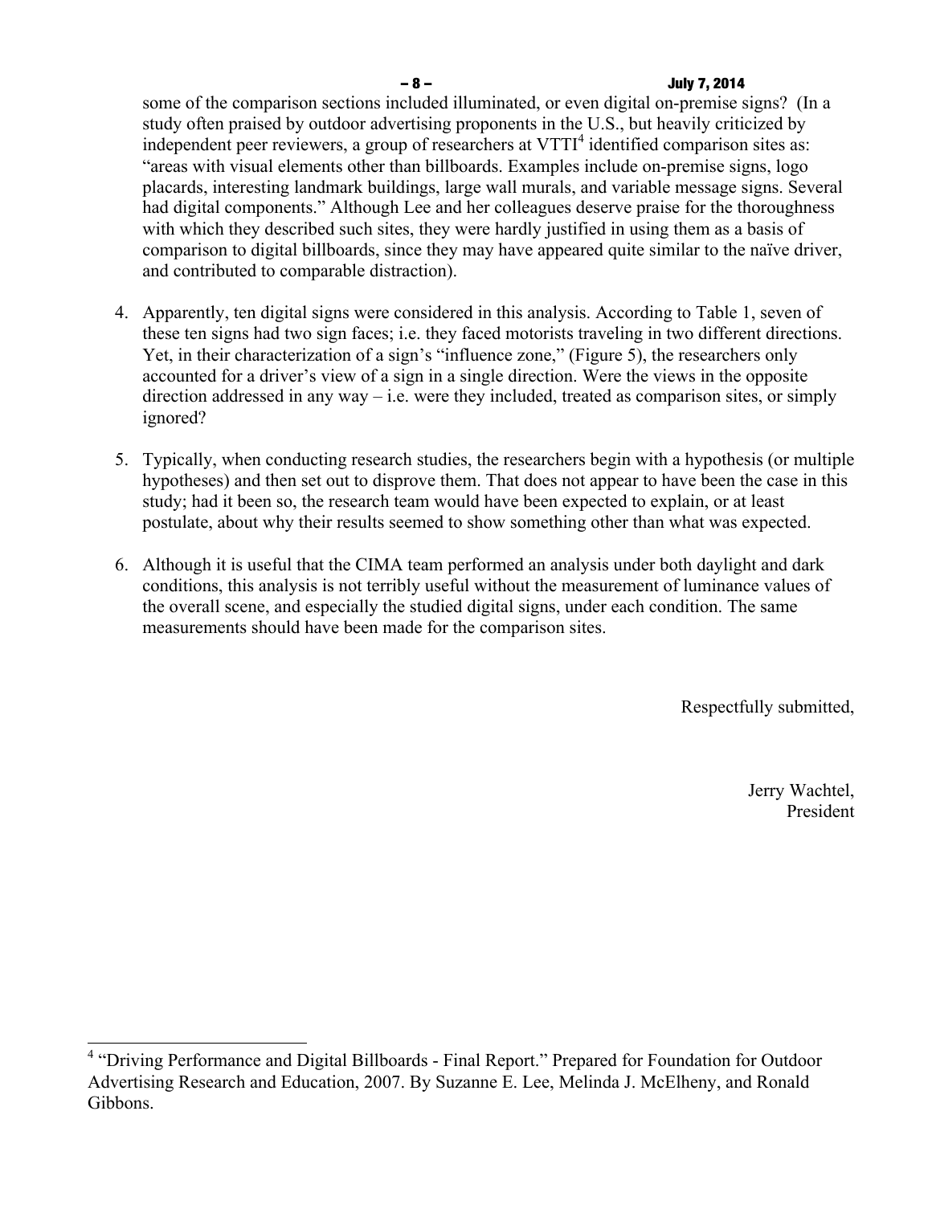some of the comparison sections included illuminated, or even digital on-premise signs? (In a study often praised by outdoor advertising proponents in the U.S., but heavily criticized by independent peer reviewers, a group of researchers at VTTI[4] identified comparison sites as: "areas with visual elements other than billboards. Examples include on-premise signs, logo placards, interesting landmark buildings, large wall murals, and variable message signs. Several had digital components." Although Lee and her colleagues deserve praise for the thoroughness with which they described such sites, they were hardly justified in using them as a basis of comparison to digital billboards, since they may have appeared quite similar to the naïve driver, and contributed to comparable distraction).

4. Apparently, ten digital signs were considered in this analysis. According to Table 1, seven of these ten signs had two sign faces; i.e. they faced motorists traveling in two different directions. Yet, in their characterization of a sign's "influence zone," (Figure 5), the researchers only accounted for a driver's view of a sign in a single direction. Were the views in the opposite direction addressed in any way – i.e. were they included, treated as comparison sites, or simply ignored?

5. Typically, when conducting research studies, the researchers begin with a hypothesis (or multiple hypotheses) and then set out to disprove them. That does not appear to have been the case in this study; had it been so, the research team would have been expected to explain, or at least postulate, about why their results seemed to show something other than what was expected.

6. Although it is useful that the CIMA team performed an analysis under both daylight and dark conditions, this analysis is not terribly useful without the measurement of luminance values of the overall scene, and especially the studied digital signs, under each condition. The same measurements should have been made for the comparison sites.

Respectfully submitted,

Jerry Wachtel,
President

[4] "Driving Performance and Digital Billboards - Final Report." Prepared for Foundation for Outdoor Advertising Research and Education, 2007. By Suzanne E. Lee, Melinda J. McElheny, and Ronald Gibbons.